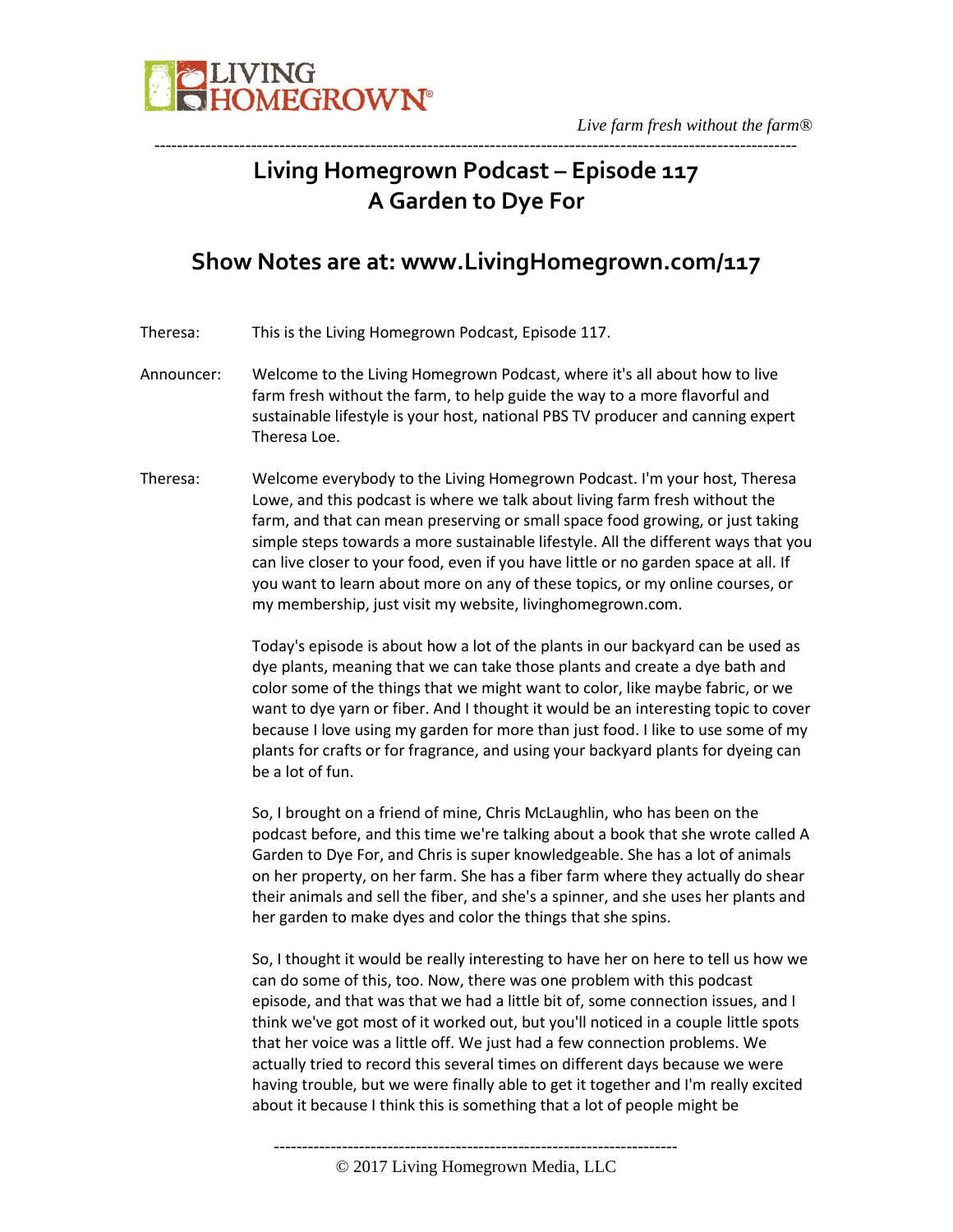# Living Homegrown Podcast – Episode 117
# A Garden to Dye For

## Show Notes are at: www.LivingHomegrown.com/117

Theresa: This is the Living Homegrown Podcast, Episode 117.

Announcer: Welcome to the Living Homegrown Podcast, where it's all about how to live farm fresh without the farm, to help guide the way to a more flavorful and sustainable lifestyle is your host, national PBS TV producer and canning expert Theresa Loe.

Theresa: Welcome everybody to the Living Homegrown Podcast. I'm your host, Theresa Lowe, and this podcast is where we talk about living farm fresh without the farm, and that can mean preserving or small space food growing, or just taking simple steps towards a more sustainable lifestyle. All the different ways that you can live closer to your food, even if you have little or no garden space at all. If you want to learn about more on any of these topics, or my online courses, or my membership, just visit my website, livinghomegrown.com.

Today's episode is about how a lot of the plants in our backyard can be used as dye plants, meaning that we can take those plants and create a dye bath and color some of the things that we might want to color, like maybe fabric, or we want to dye yarn or fiber. And I thought it would be an interesting topic to cover because I love using my garden for more than just food. I like to use some of my plants for crafts or for fragrance, and using your backyard plants for dyeing can be a lot of fun.

So, I brought on a friend of mine, Chris McLaughlin, who has been on the podcast before, and this time we're talking about a book that she wrote called A Garden to Dye For, and Chris is super knowledgeable. She has a lot of animals on her property, on her farm. She has a fiber farm where they actually do shear their animals and sell the fiber, and she's a spinner, and she uses her plants and her garden to make dyes and color the things that she spins.

So, I thought it would be really interesting to have her on here to tell us how we can do some of this, too. Now, there was one problem with this podcast episode, and that was that we had a little bit of, some connection issues, and I think we've got most of it worked out, but you'll noticed in a couple little spots that her voice was a little off. We just had a few connection problems. We actually tried to record this several times on different days because we were having trouble, but we were finally able to get it together and I'm really excited about it because I think this is something that a lot of people might be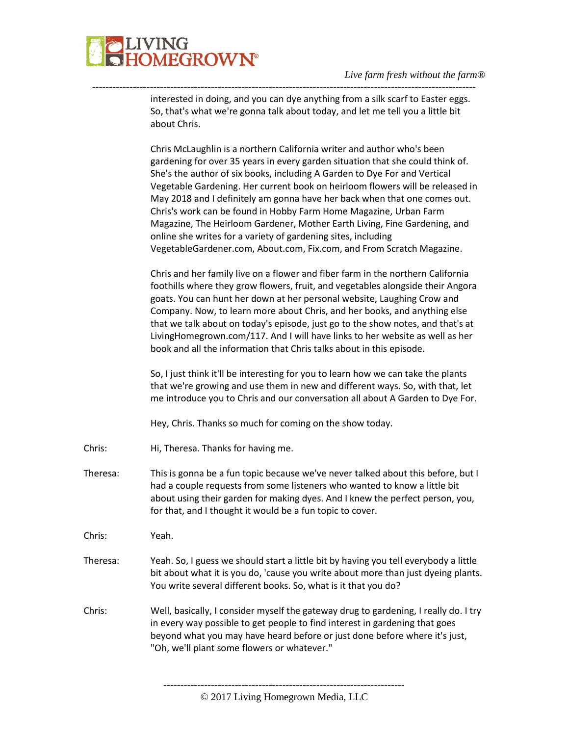interested in doing, and you can dye anything from a silk scarf to Easter eggs. So, that's what we're gonna talk about today, and let me tell you a little bit about Chris.

Chris McLaughlin is a northern California writer and author who's been gardening for over 35 years in every garden situation that she could think of. She's the author of six books, including A Garden to Dye For and Vertical Vegetable Gardening. Her current book on heirloom flowers will be released in May 2018 and I definitely am gonna have her back when that one comes out. Chris's work can be found in Hobby Farm Home Magazine, Urban Farm Magazine, The Heirloom Gardener, Mother Earth Living, Fine Gardening, and online she writes for a variety of gardening sites, including VegetableGardener.com, About.com, Fix.com, and From Scratch Magazine.

Chris and her family live on a flower and fiber farm in the northern California foothills where they grow flowers, fruit, and vegetables alongside their Angora goats. You can hunt her down at her personal website, Laughing Crow and Company. Now, to learn more about Chris, and her books, and anything else that we talk about on today's episode, just go to the show notes, and that's at LivingHomegrown.com/117. And I will have links to her website as well as her book and all the information that Chris talks about in this episode.

So, I just think it'll be interesting for you to learn how we can take the plants that we're growing and use them in new and different ways. So, with that, let me introduce you to Chris and our conversation all about A Garden to Dye For.

Hey, Chris. Thanks so much for coming on the show today.

Chris: Hi, Theresa. Thanks for having me.

Theresa: This is gonna be a fun topic because we've never talked about this before, but I had a couple requests from some listeners who wanted to know a little bit about using their garden for making dyes. And I knew the perfect person, you, for that, and I thought it would be a fun topic to cover.

Chris: Yeah.

Theresa: Yeah. So, I guess we should start a little bit by having you tell everybody a little bit about what it is you do, 'cause you write about more than just dyeing plants. You write several different books. So, what is it that you do?

Chris: Well, basically, I consider myself the gateway drug to gardening, I really do. I try in every way possible to get people to find interest in gardening that goes beyond what you may have heard before or just done before where it's just, "Oh, we'll plant some flowers or whatever."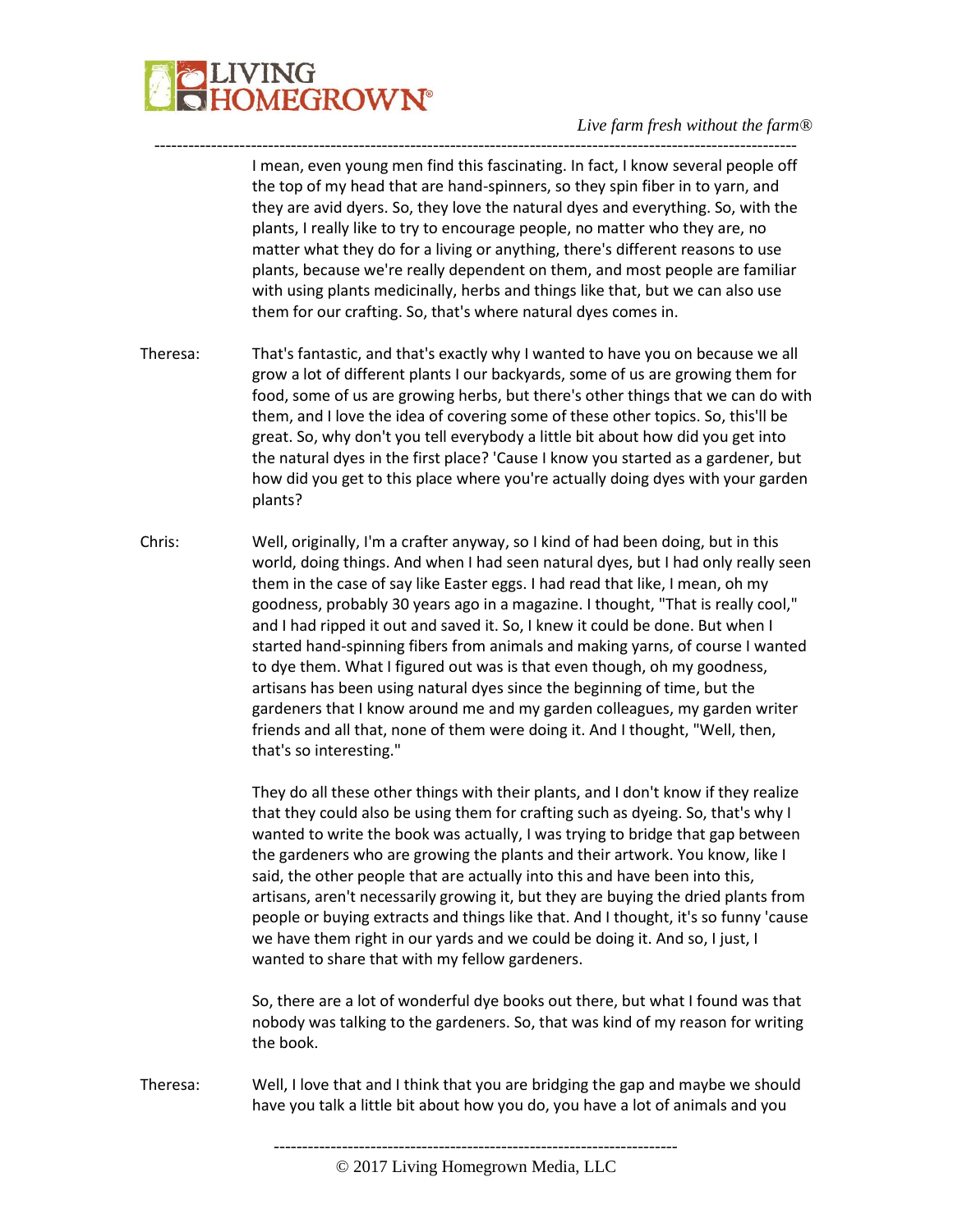I mean, even young men find this fascinating. In fact, I know several people off the top of my head that are hand-spinners, so they spin fiber in to yarn, and they are avid dyers. So, they love the natural dyes and everything. So, with the plants, I really like to try to encourage people, no matter who they are, no matter what they do for a living or anything, there's different reasons to use plants, because we're really dependent on them, and most people are familiar with using plants medicinally, herbs and things like that, but we can also use them for our crafting. So, that's where natural dyes comes in.

Theresa: That's fantastic, and that's exactly why I wanted to have you on because we all grow a lot of different plants I our backyards, some of us are growing them for food, some of us are growing herbs, but there's other things that we can do with them, and I love the idea of covering some of these other topics. So, this'll be great. So, why don't you tell everybody a little bit about how did you get into the natural dyes in the first place? 'Cause I know you started as a gardener, but how did you get to this place where you're actually doing dyes with your garden plants?

Chris: Well, originally, I'm a crafter anyway, so I kind of had been doing, but in this world, doing things. And when I had seen natural dyes, but I had only really seen them in the case of say like Easter eggs. I had read that like, I mean, oh my goodness, probably 30 years ago in a magazine. I thought, "That is really cool," and I had ripped it out and saved it. So, I knew it could be done. But when I started hand-spinning fibers from animals and making yarns, of course I wanted to dye them. What I figured out was is that even though, oh my goodness, artisans has been using natural dyes since the beginning of time, but the gardeners that I know around me and my garden colleagues, my garden writer friends and all that, none of them were doing it. And I thought, "Well, then, that's so interesting."

They do all these other things with their plants, and I don't know if they realize that they could also be using them for crafting such as dyeing. So, that's why I wanted to write the book was actually, I was trying to bridge that gap between the gardeners who are growing the plants and their artwork. You know, like I said, the other people that are actually into this and have been into this, artisans, aren't necessarily growing it, but they are buying the dried plants from people or buying extracts and things like that. And I thought, it's so funny 'cause we have them right in our yards and we could be doing it. And so, I just, I wanted to share that with my fellow gardeners.

So, there are a lot of wonderful dye books out there, but what I found was that nobody was talking to the gardeners. So, that was kind of my reason for writing the book.

Theresa: Well, I love that and I think that you are bridging the gap and maybe we should have you talk a little bit about how you do, you have a lot of animals and you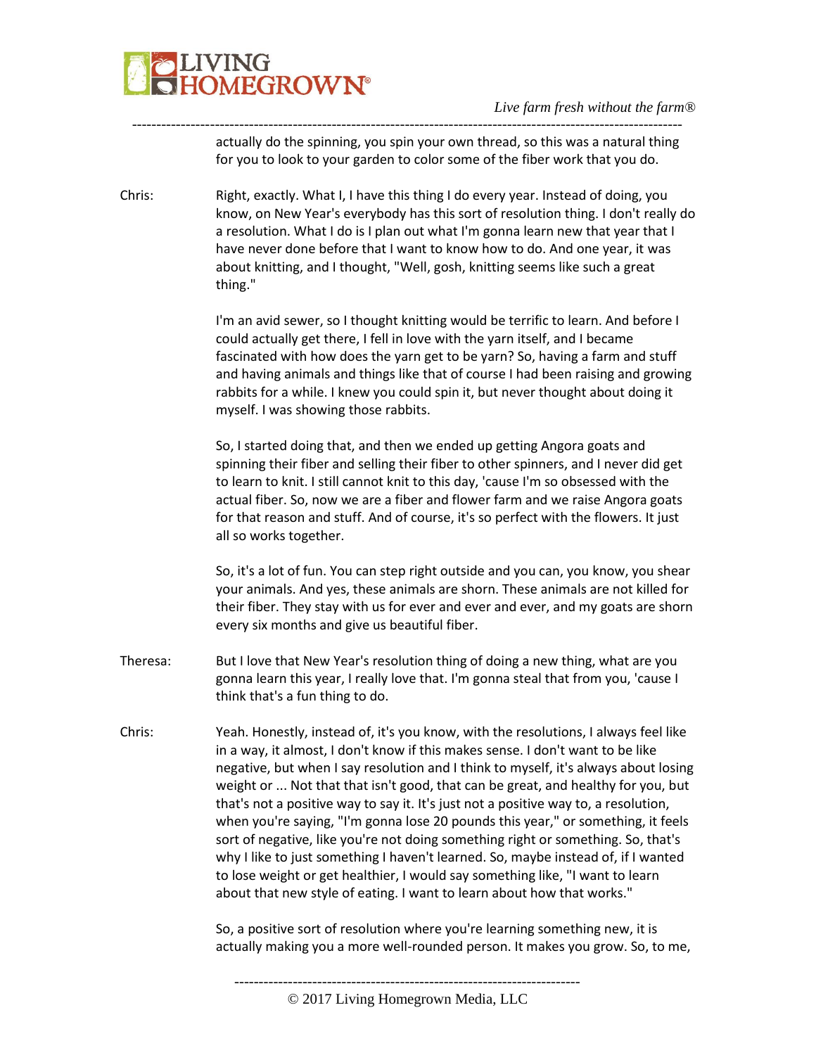actually do the spinning, you spin your own thread, so this was a natural thing for you to look to your garden to color some of the fiber work that you do.

Chris: Right, exactly. What I, I have this thing I do every year. Instead of doing, you know, on New Year's everybody has this sort of resolution thing. I don't really do a resolution. What I do is I plan out what I'm gonna learn new that year that I have never done before that I want to know how to do. And one year, it was about knitting, and I thought, "Well, gosh, knitting seems like such a great thing."

I'm an avid sewer, so I thought knitting would be terrific to learn. And before I could actually get there, I fell in love with the yarn itself, and I became fascinated with how does the yarn get to be yarn? So, having a farm and stuff and having animals and things like that of course I had been raising and growing rabbits for a while. I knew you could spin it, but never thought about doing it myself. I was showing those rabbits.

So, I started doing that, and then we ended up getting Angora goats and spinning their fiber and selling their fiber to other spinners, and I never did get to learn to knit. I still cannot knit to this day, 'cause I'm so obsessed with the actual fiber. So, now we are a fiber and flower farm and we raise Angora goats for that reason and stuff. And of course, it's so perfect with the flowers. It just all so works together.

So, it's a lot of fun. You can step right outside and you can, you know, you shear your animals. And yes, these animals are shorn. These animals are not killed for their fiber. They stay with us for ever and ever and ever, and my goats are shorn every six months and give us beautiful fiber.

Theresa: But I love that New Year's resolution thing of doing a new thing, what are you gonna learn this year, I really love that. I'm gonna steal that from you, 'cause I think that's a fun thing to do.

Chris: Yeah. Honestly, instead of, it's you know, with the resolutions, I always feel like in a way, it almost, I don't know if this makes sense. I don't want to be like negative, but when I say resolution and I think to myself, it's always about losing weight or ... Not that that isn't good, that can be great, and healthy for you, but that's not a positive way to say it. It's just not a positive way to, a resolution, when you're saying, "I'm gonna lose 20 pounds this year," or something, it feels sort of negative, like you're not doing something right or something. So, that's why I like to just something I haven't learned. So, maybe instead of, if I wanted to lose weight or get healthier, I would say something like, "I want to learn about that new style of eating. I want to learn about how that works."

So, a positive sort of resolution where you're learning something new, it is actually making you a more well-rounded person. It makes you grow. So, to me,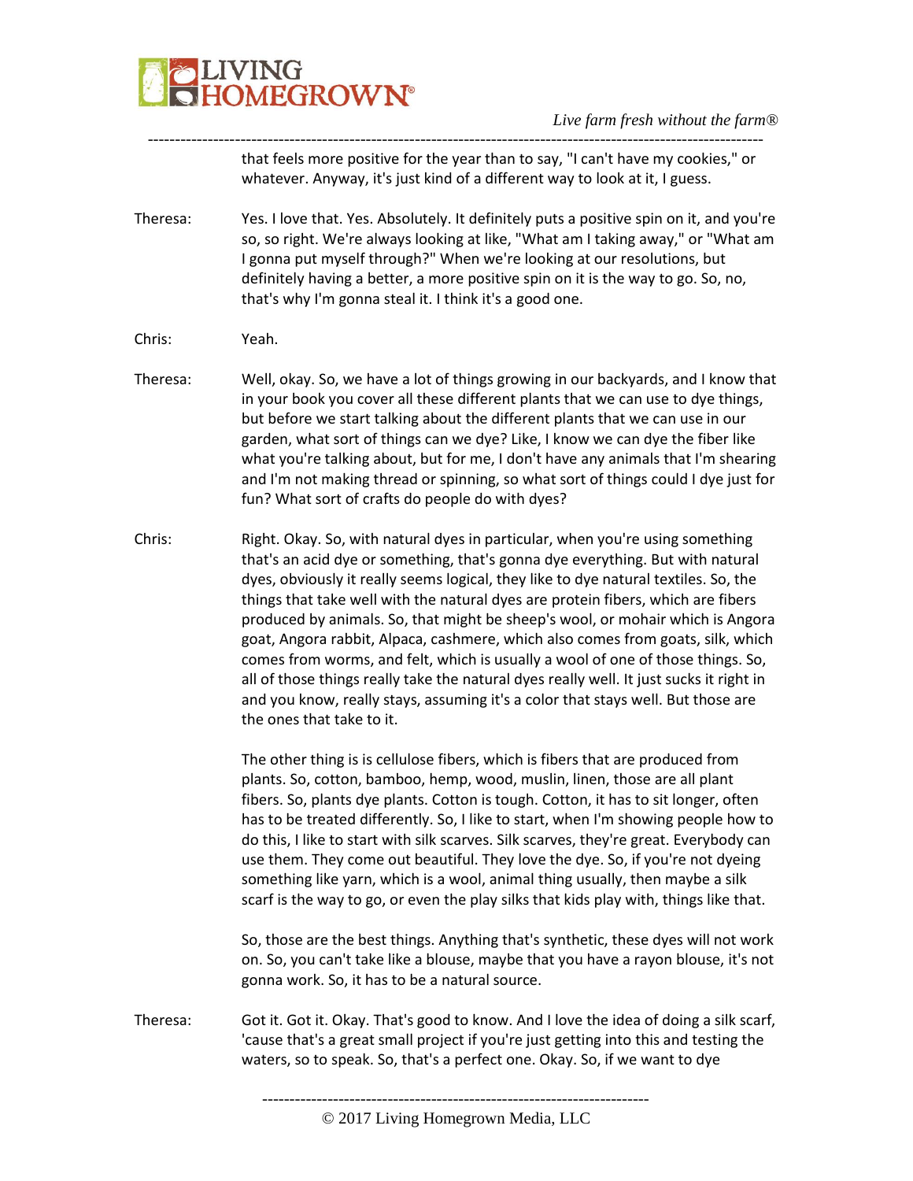that feels more positive for the year than to say, "I can't have my cookies," or whatever. Anyway, it's just kind of a different way to look at it, I guess.

Theresa: Yes. I love that. Yes. Absolutely. It definitely puts a positive spin on it, and you're so, so right. We're always looking at like, "What am I taking away," or "What am I gonna put myself through?" When we're looking at our resolutions, but definitely having a better, a more positive spin on it is the way to go. So, no, that's why I'm gonna steal it. I think it's a good one.

Chris: Yeah.

Theresa: Well, okay. So, we have a lot of things growing in our backyards, and I know that in your book you cover all these different plants that we can use to dye things, but before we start talking about the different plants that we can use in our garden, what sort of things can we dye? Like, I know we can dye the fiber like what you're talking about, but for me, I don't have any animals that I'm shearing and I'm not making thread or spinning, so what sort of things could I dye just for fun? What sort of crafts do people do with dyes?

Chris: Right. Okay. So, with natural dyes in particular, when you're using something that's an acid dye or something, that's gonna dye everything. But with natural dyes, obviously it really seems logical, they like to dye natural textiles. So, the things that take well with the natural dyes are protein fibers, which are fibers produced by animals. So, that might be sheep's wool, or mohair which is Angora goat, Angora rabbit, Alpaca, cashmere, which also comes from goats, silk, which comes from worms, and felt, which is usually a wool of one of those things. So, all of those things really take the natural dyes really well. It just sucks it right in and you know, really stays, assuming it's a color that stays well. But those are the ones that take to it.

The other thing is is cellulose fibers, which is fibers that are produced from plants. So, cotton, bamboo, hemp, wood, muslin, linen, those are all plant fibers. So, plants dye plants. Cotton is tough. Cotton, it has to sit longer, often has to be treated differently. So, I like to start, when I'm showing people how to do this, I like to start with silk scarves. Silk scarves, they're great. Everybody can use them. They come out beautiful. They love the dye. So, if you're not dyeing something like yarn, which is a wool, animal thing usually, then maybe a silk scarf is the way to go, or even the play silks that kids play with, things like that.

So, those are the best things. Anything that's synthetic, these dyes will not work on. So, you can't take like a blouse, maybe that you have a rayon blouse, it's not gonna work. So, it has to be a natural source.

Theresa: Got it. Got it. Okay. That's good to know. And I love the idea of doing a silk scarf, 'cause that's a great small project if you're just getting into this and testing the waters, so to speak. So, that's a perfect one. Okay. So, if we want to dye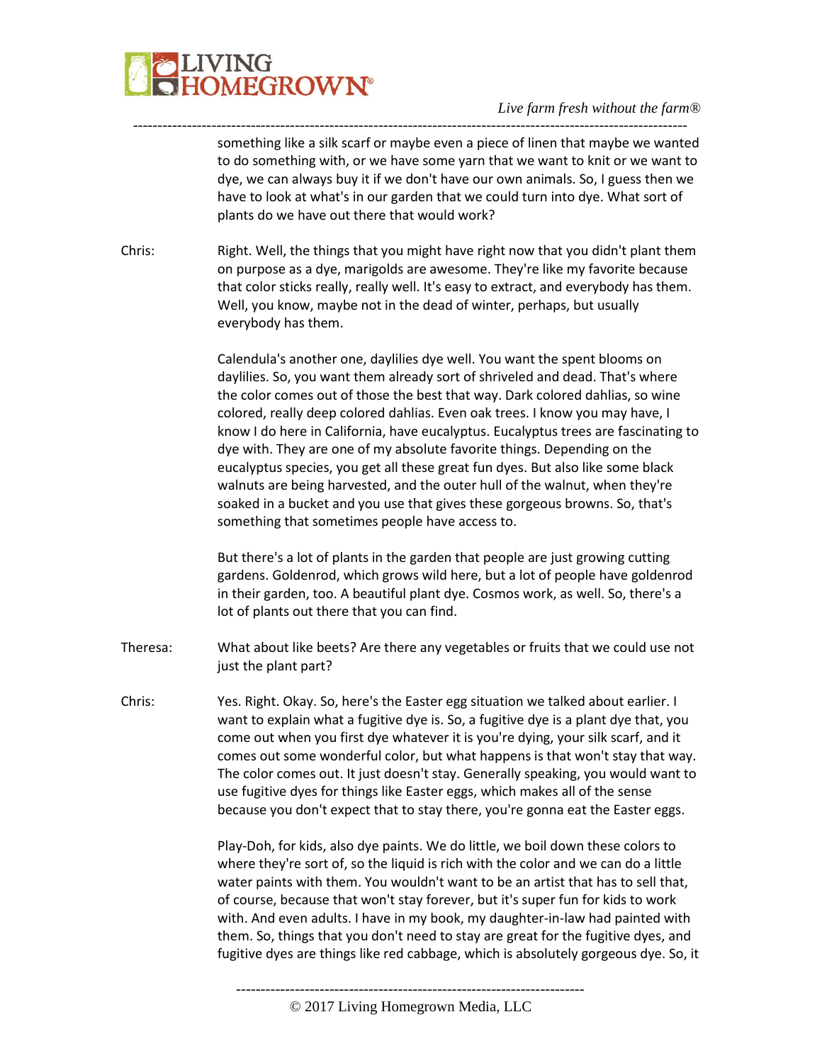something like a silk scarf or maybe even a piece of linen that maybe we wanted to do something with, or we have some yarn that we want to knit or we want to dye, we can always buy it if we don't have our own animals. So, I guess then we have to look at what's in our garden that we could turn into dye. What sort of plants do we have out there that would work?

Chris: Right. Well, the things that you might have right now that you didn't plant them on purpose as a dye, marigolds are awesome. They're like my favorite because that color sticks really, really well. It's easy to extract, and everybody has them. Well, you know, maybe not in the dead of winter, perhaps, but usually everybody has them.

Calendula's another one, daylilies dye well. You want the spent blooms on daylilies. So, you want them already sort of shriveled and dead. That's where the color comes out of those the best that way. Dark colored dahlias, so wine colored, really deep colored dahlias. Even oak trees. I know you may have, I know I do here in California, have eucalyptus. Eucalyptus trees are fascinating to dye with. They are one of my absolute favorite things. Depending on the eucalyptus species, you get all these great fun dyes. But also like some black walnuts are being harvested, and the outer hull of the walnut, when they're soaked in a bucket and you use that gives these gorgeous browns. So, that's something that sometimes people have access to.

But there's a lot of plants in the garden that people are just growing cutting gardens. Goldenrod, which grows wild here, but a lot of people have goldenrod in their garden, too. A beautiful plant dye. Cosmos work, as well. So, there's a lot of plants out there that you can find.

Theresa: What about like beets? Are there any vegetables or fruits that we could use not just the plant part?

Chris: Yes. Right. Okay. So, here's the Easter egg situation we talked about earlier. I want to explain what a fugitive dye is. So, a fugitive dye is a plant dye that, you come out when you first dye whatever it is you're dying, your silk scarf, and it comes out some wonderful color, but what happens is that won't stay that way. The color comes out. It just doesn't stay. Generally speaking, you would want to use fugitive dyes for things like Easter eggs, which makes all of the sense because you don't expect that to stay there, you're gonna eat the Easter eggs.

Play-Doh, for kids, also dye paints. We do little, we boil down these colors to where they're sort of, so the liquid is rich with the color and we can do a little water paints with them. You wouldn't want to be an artist that has to sell that, of course, because that won't stay forever, but it's super fun for kids to work with. And even adults. I have in my book, my daughter-in-law had painted with them. So, things that you don't need to stay are great for the fugitive dyes, and fugitive dyes are things like red cabbage, which is absolutely gorgeous dye. So, it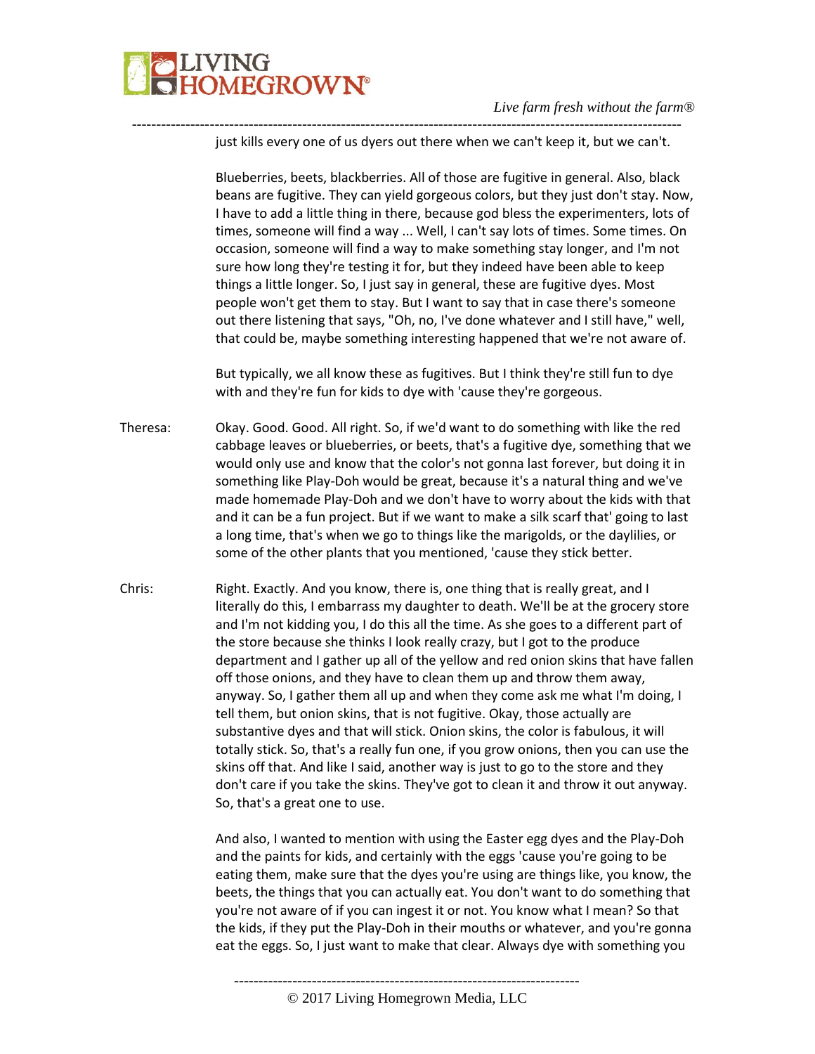just kills every one of us dyers out there when we can't keep it, but we can't.

Blueberries, beets, blackberries. All of those are fugitive in general. Also, black beans are fugitive. They can yield gorgeous colors, but they just don't stay. Now, I have to add a little thing in there, because god bless the experimenters, lots of times, someone will find a way ... Well, I can't say lots of times. Some times. On occasion, someone will find a way to make something stay longer, and I'm not sure how long they're testing it for, but they indeed have been able to keep things a little longer. So, I just say in general, these are fugitive dyes. Most people won't get them to stay. But I want to say that in case there's someone out there listening that says, "Oh, no, I've done whatever and I still have," well, that could be, maybe something interesting happened that we're not aware of.

But typically, we all know these as fugitives. But I think they're still fun to dye with and they're fun for kids to dye with 'cause they're gorgeous.

Theresa: Okay. Good. Good. All right. So, if we'd want to do something with like the red cabbage leaves or blueberries, or beets, that's a fugitive dye, something that we would only use and know that the color's not gonna last forever, but doing it in something like Play-Doh would be great, because it's a natural thing and we've made homemade Play-Doh and we don't have to worry about the kids with that and it can be a fun project. But if we want to make a silk scarf that' going to last a long time, that's when we go to things like the marigolds, or the daylilies, or some of the other plants that you mentioned, 'cause they stick better.

Chris: Right. Exactly. And you know, there is, one thing that is really great, and I literally do this, I embarrass my daughter to death. We'll be at the grocery store and I'm not kidding you, I do this all the time. As she goes to a different part of the store because she thinks I look really crazy, but I got to the produce department and I gather up all of the yellow and red onion skins that have fallen off those onions, and they have to clean them up and throw them away, anyway. So, I gather them all up and when they come ask me what I'm doing, I tell them, but onion skins, that is not fugitive. Okay, those actually are substantive dyes and that will stick. Onion skins, the color is fabulous, it will totally stick. So, that's a really fun one, if you grow onions, then you can use the skins off that. And like I said, another way is just to go to the store and they don't care if you take the skins. They've got to clean it and throw it out anyway. So, that's a great one to use.

And also, I wanted to mention with using the Easter egg dyes and the Play-Doh and the paints for kids, and certainly with the eggs 'cause you're going to be eating them, make sure that the dyes you're using are things like, you know, the beets, the things that you can actually eat. You don't want to do something that you're not aware of if you can ingest it or not. You know what I mean? So that the kids, if they put the Play-Doh in their mouths or whatever, and you're gonna eat the eggs. So, I just want to make that clear. Always dye with something you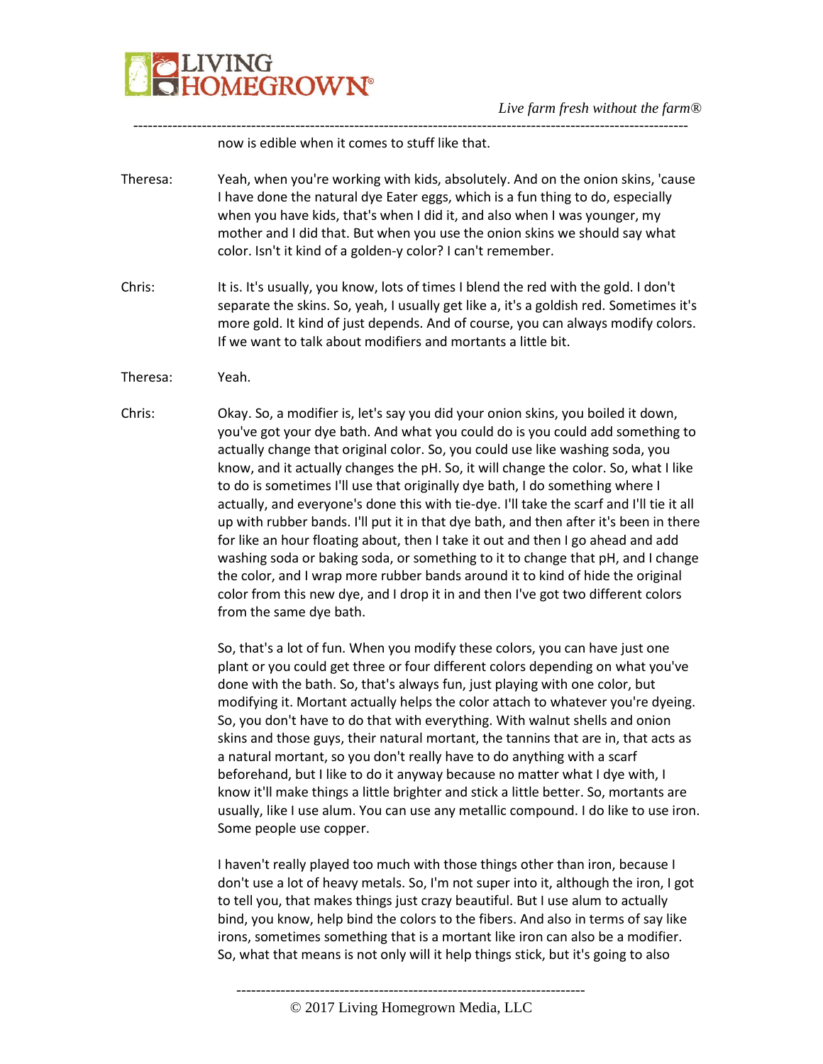now is edible when it comes to stuff like that.

Theresa: Yeah, when you're working with kids, absolutely. And on the onion skins, 'cause I have done the natural dye Eater eggs, which is a fun thing to do, especially when you have kids, that's when I did it, and also when I was younger, my mother and I did that. But when you use the onion skins we should say what color. Isn't it kind of a golden-y color? I can't remember.

Chris: It is. It's usually, you know, lots of times I blend the red with the gold. I don't separate the skins. So, yeah, I usually get like a, it's a goldish red. Sometimes it's more gold. It kind of just depends. And of course, you can always modify colors. If we want to talk about modifiers and mortants a little bit.

Theresa: Yeah.

Chris: Okay. So, a modifier is, let's say you did your onion skins, you boiled it down, you've got your dye bath. And what you could do is you could add something to actually change that original color. So, you could use like washing soda, you know, and it actually changes the pH. So, it will change the color. So, what I like to do is sometimes I'll use that originally dye bath, I do something where I actually, and everyone's done this with tie-dye. I'll take the scarf and I'll tie it all up with rubber bands. I'll put it in that dye bath, and then after it's been in there for like an hour floating about, then I take it out and then I go ahead and add washing soda or baking soda, or something to it to change that pH, and I change the color, and I wrap more rubber bands around it to kind of hide the original color from this new dye, and I drop it in and then I've got two different colors from the same dye bath.

So, that's a lot of fun. When you modify these colors, you can have just one plant or you could get three or four different colors depending on what you've done with the bath. So, that's always fun, just playing with one color, but modifying it. Mortant actually helps the color attach to whatever you're dyeing. So, you don't have to do that with everything. With walnut shells and onion skins and those guys, their natural mortant, the tannins that are in, that acts as a natural mortant, so you don't really have to do anything with a scarf beforehand, but I like to do it anyway because no matter what I dye with, I know it'll make things a little brighter and stick a little better. So, mortants are usually, like I use alum. You can use any metallic compound. I do like to use iron. Some people use copper.

I haven't really played too much with those things other than iron, because I don't use a lot of heavy metals. So, I'm not super into it, although the iron, I got to tell you, that makes things just crazy beautiful. But I use alum to actually bind, you know, help bind the colors to the fibers. And also in terms of say like irons, sometimes something that is a mortant like iron can also be a modifier. So, what that means is not only will it help things stick, but it's going to also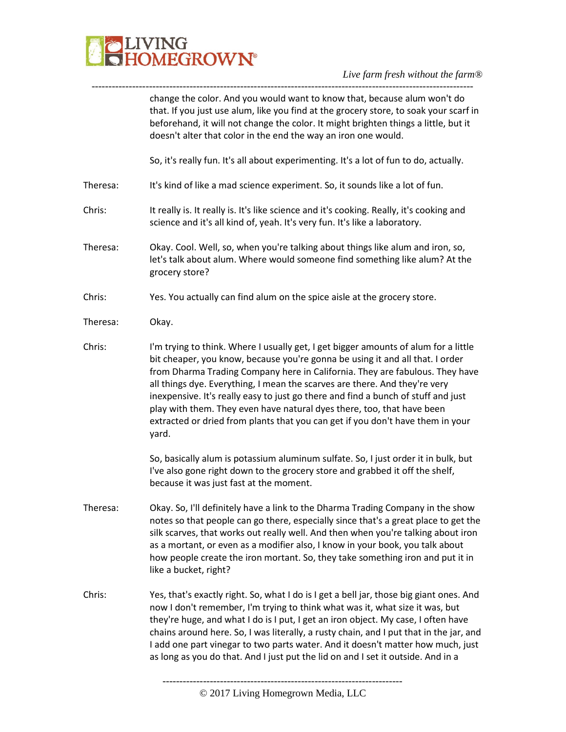change the color. And you would want to know that, because alum won't do that. If you just use alum, like you find at the grocery store, to soak your scarf in beforehand, it will not change the color. It might brighten things a little, but it doesn't alter that color in the end the way an iron one would.

So, it's really fun. It's all about experimenting. It's a lot of fun to do, actually.

Theresa: It's kind of like a mad science experiment. So, it sounds like a lot of fun.

Chris: It really is. It really is. It's like science and it's cooking. Really, it's cooking and science and it's all kind of, yeah. It's very fun. It's like a laboratory.

Theresa: Okay. Cool. Well, so, when you're talking about things like alum and iron, so, let's talk about alum. Where would someone find something like alum? At the grocery store?

Chris: Yes. You actually can find alum on the spice aisle at the grocery store.

Theresa: Okay.

Chris: I'm trying to think. Where I usually get, I get bigger amounts of alum for a little bit cheaper, you know, because you're gonna be using it and all that. I order from Dharma Trading Company here in California. They are fabulous. They have all things dye. Everything, I mean the scarves are there. And they're very inexpensive. It's really easy to just go there and find a bunch of stuff and just play with them. They even have natural dyes there, too, that have been extracted or dried from plants that you can get if you don't have them in your yard.

So, basically alum is potassium aluminum sulfate. So, I just order it in bulk, but I've also gone right down to the grocery store and grabbed it off the shelf, because it was just fast at the moment.

Theresa: Okay. So, I'll definitely have a link to the Dharma Trading Company in the show notes so that people can go there, especially since that's a great place to get the silk scarves, that works out really well. And then when you're talking about iron as a mortant, or even as a modifier also, I know in your book, you talk about how people create the iron mortant. So, they take something iron and put it in like a bucket, right?

Chris: Yes, that's exactly right. So, what I do is I get a bell jar, those big giant ones. And now I don't remember, I'm trying to think what was it, what size it was, but they're huge, and what I do is I put, I get an iron object. My case, I often have chains around here. So, I was literally, a rusty chain, and I put that in the jar, and I add one part vinegar to two parts water. And it doesn't matter how much, just as long as you do that. And I just put the lid on and I set it outside. And in a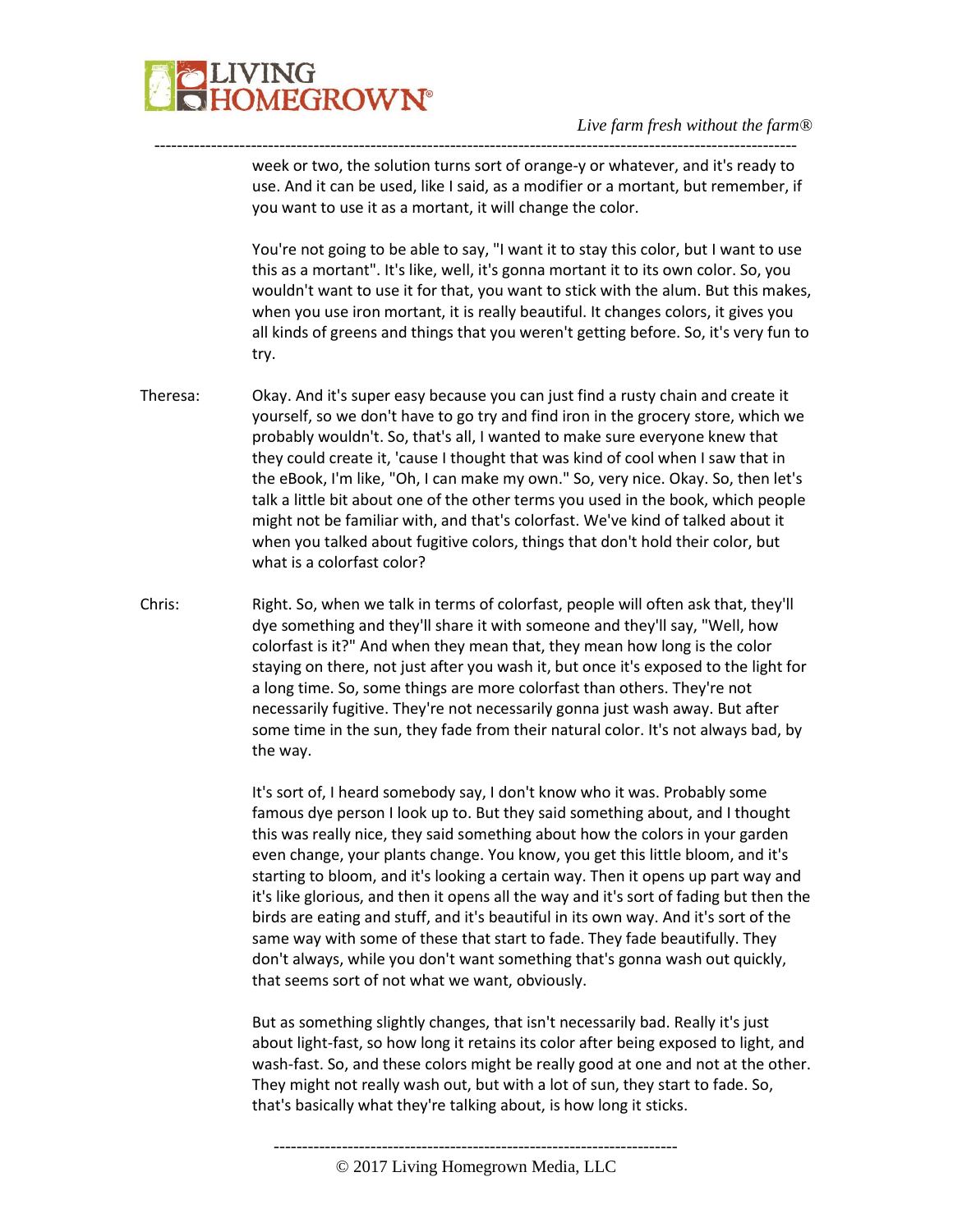week or two, the solution turns sort of orange-y or whatever, and it's ready to use. And it can be used, like I said, as a modifier or a mortant, but remember, if you want to use it as a mortant, it will change the color.

You're not going to be able to say, "I want it to stay this color, but I want to use this as a mortant". It's like, well, it's gonna mortant it to its own color. So, you wouldn't want to use it for that, you want to stick with the alum. But this makes, when you use iron mortant, it is really beautiful. It changes colors, it gives you all kinds of greens and things that you weren't getting before. So, it's very fun to try.

Theresa: Okay. And it's super easy because you can just find a rusty chain and create it yourself, so we don't have to go try and find iron in the grocery store, which we probably wouldn't. So, that's all, I wanted to make sure everyone knew that they could create it, 'cause I thought that was kind of cool when I saw that in the eBook, I'm like, "Oh, I can make my own." So, very nice. Okay. So, then let's talk a little bit about one of the other terms you used in the book, which people might not be familiar with, and that's colorfast. We've kind of talked about it when you talked about fugitive colors, things that don't hold their color, but what is a colorfast color?

Chris: Right. So, when we talk in terms of colorfast, people will often ask that, they'll dye something and they'll share it with someone and they'll say, "Well, how colorfast is it?" And when they mean that, they mean how long is the color staying on there, not just after you wash it, but once it's exposed to the light for a long time. So, some things are more colorfast than others. They're not necessarily fugitive. They're not necessarily gonna just wash away. But after some time in the sun, they fade from their natural color. It's not always bad, by the way.

It's sort of, I heard somebody say, I don't know who it was. Probably some famous dye person I look up to. But they said something about, and I thought this was really nice, they said something about how the colors in your garden even change, your plants change. You know, you get this little bloom, and it's starting to bloom, and it's looking a certain way. Then it opens up part way and it's like glorious, and then it opens all the way and it's sort of fading but then the birds are eating and stuff, and it's beautiful in its own way. And it's sort of the same way with some of these that start to fade. They fade beautifully. They don't always, while you don't want something that's gonna wash out quickly, that seems sort of not what we want, obviously.

But as something slightly changes, that isn't necessarily bad. Really it's just about light-fast, so how long it retains its color after being exposed to light, and wash-fast. So, and these colors might be really good at one and not at the other. They might not really wash out, but with a lot of sun, they start to fade. So, that's basically what they're talking about, is how long it sticks.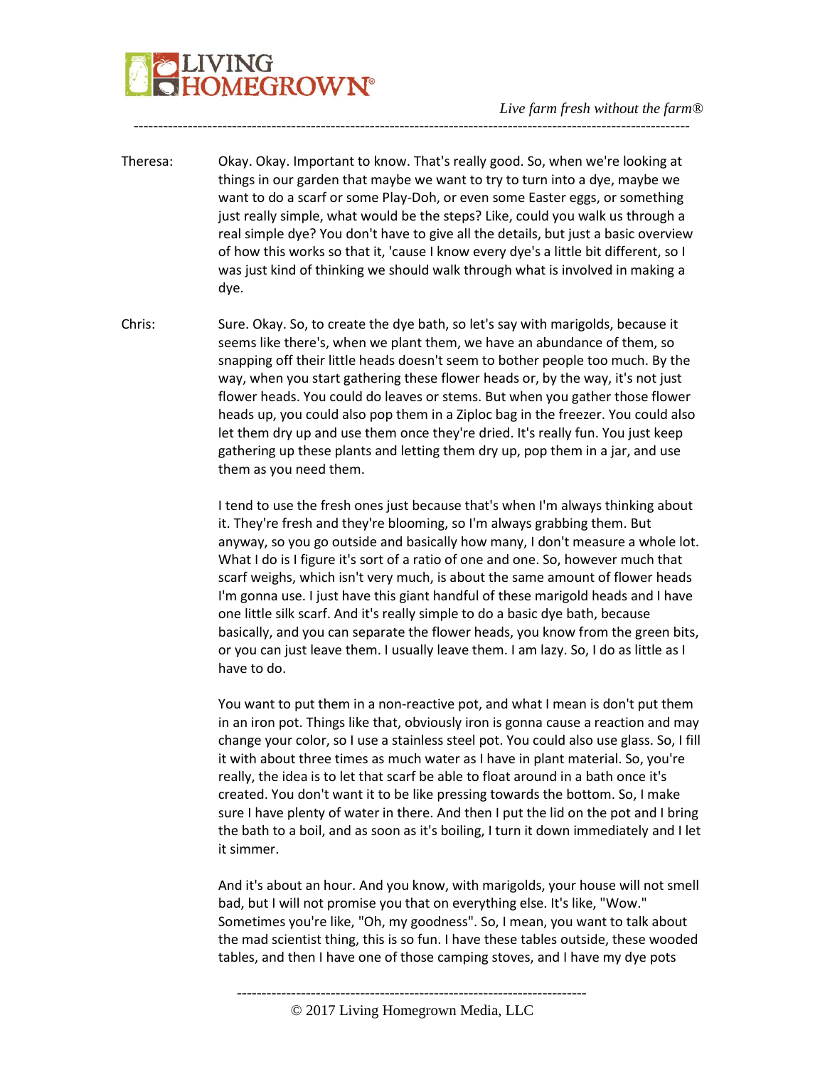Theresa: Okay. Okay. Important to know. That's really good. So, when we're looking at things in our garden that maybe we want to try to turn into a dye, maybe we want to do a scarf or some Play-Doh, or even some Easter eggs, or something just really simple, what would be the steps? Like, could you walk us through a real simple dye? You don't have to give all the details, but just a basic overview of how this works so that it, 'cause I know every dye's a little bit different, so I was just kind of thinking we should walk through what is involved in making a dye.

Chris: Sure. Okay. So, to create the dye bath, so let's say with marigolds, because it seems like there's, when we plant them, we have an abundance of them, so snapping off their little heads doesn't seem to bother people too much. By the way, when you start gathering these flower heads or, by the way, it's not just flower heads. You could do leaves or stems. But when you gather those flower heads up, you could also pop them in a Ziploc bag in the freezer. You could also let them dry up and use them once they're dried. It's really fun. You just keep gathering up these plants and letting them dry up, pop them in a jar, and use them as you need them.

I tend to use the fresh ones just because that's when I'm always thinking about it. They're fresh and they're blooming, so I'm always grabbing them. But anyway, so you go outside and basically how many, I don't measure a whole lot. What I do is I figure it's sort of a ratio of one and one. So, however much that scarf weighs, which isn't very much, is about the same amount of flower heads I'm gonna use. I just have this giant handful of these marigold heads and I have one little silk scarf. And it's really simple to do a basic dye bath, because basically, and you can separate the flower heads, you know from the green bits, or you can just leave them. I usually leave them. I am lazy. So, I do as little as I have to do.

You want to put them in a non-reactive pot, and what I mean is don't put them in an iron pot. Things like that, obviously iron is gonna cause a reaction and may change your color, so I use a stainless steel pot. You could also use glass. So, I fill it with about three times as much water as I have in plant material. So, you're really, the idea is to let that scarf be able to float around in a bath once it's created. You don't want it to be like pressing towards the bottom. So, I make sure I have plenty of water in there. And then I put the lid on the pot and I bring the bath to a boil, and as soon as it's boiling, I turn it down immediately and I let it simmer.

And it's about an hour. And you know, with marigolds, your house will not smell bad, but I will not promise you that on everything else. It's like, "Wow." Sometimes you're like, "Oh, my goodness". So, I mean, you want to talk about the mad scientist thing, this is so fun. I have these tables outside, these wooded tables, and then I have one of those camping stoves, and I have my dye pots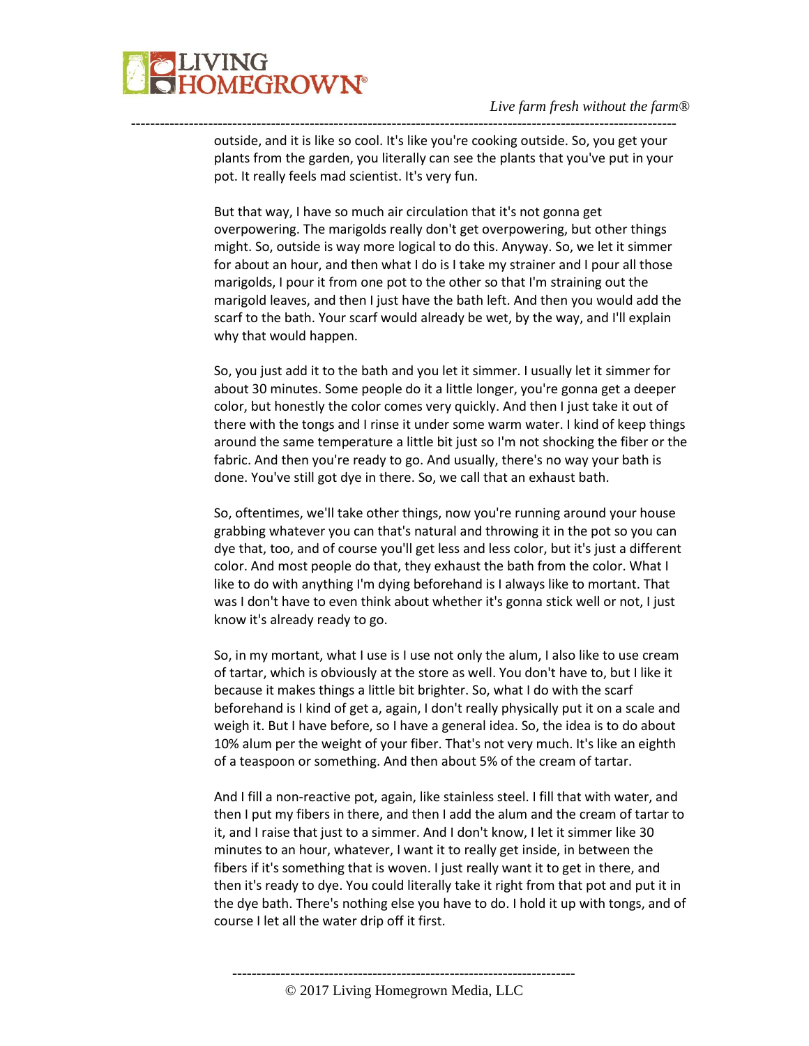outside, and it is like so cool. It's like you're cooking outside. So, you get your plants from the garden, you literally can see the plants that you've put in your pot. It really feels mad scientist. It's very fun.

But that way, I have so much air circulation that it's not gonna get overpowering. The marigolds really don't get overpowering, but other things might. So, outside is way more logical to do this. Anyway. So, we let it simmer for about an hour, and then what I do is I take my strainer and I pour all those marigolds, I pour it from one pot to the other so that I'm straining out the marigold leaves, and then I just have the bath left. And then you would add the scarf to the bath. Your scarf would already be wet, by the way, and I'll explain why that would happen.

So, you just add it to the bath and you let it simmer. I usually let it simmer for about 30 minutes. Some people do it a little longer, you're gonna get a deeper color, but honestly the color comes very quickly. And then I just take it out of there with the tongs and I rinse it under some warm water. I kind of keep things around the same temperature a little bit just so I'm not shocking the fiber or the fabric. And then you're ready to go. And usually, there's no way your bath is done. You've still got dye in there. So, we call that an exhaust bath.

So, oftentimes, we'll take other things, now you're running around your house grabbing whatever you can that's natural and throwing it in the pot so you can dye that, too, and of course you'll get less and less color, but it's just a different color. And most people do that, they exhaust the bath from the color. What I like to do with anything I'm dying beforehand is I always like to mortant. That was I don't have to even think about whether it's gonna stick well or not, I just know it's already ready to go.

So, in my mortant, what I use is I use not only the alum, I also like to use cream of tartar, which is obviously at the store as well. You don't have to, but I like it because it makes things a little bit brighter. So, what I do with the scarf beforehand is I kind of get a, again, I don't really physically put it on a scale and weigh it. But I have before, so I have a general idea. So, the idea is to do about 10% alum per the weight of your fiber. That's not very much. It's like an eighth of a teaspoon or something. And then about 5% of the cream of tartar.

And I fill a non-reactive pot, again, like stainless steel. I fill that with water, and then I put my fibers in there, and then I add the alum and the cream of tartar to it, and I raise that just to a simmer. And I don't know, I let it simmer like 30 minutes to an hour, whatever, I want it to really get inside, in between the fibers if it's something that is woven. I just really want it to get in there, and then it's ready to dye. You could literally take it right from that pot and put it in the dye bath. There's nothing else you have to do. I hold it up with tongs, and of course I let all the water drip off it first.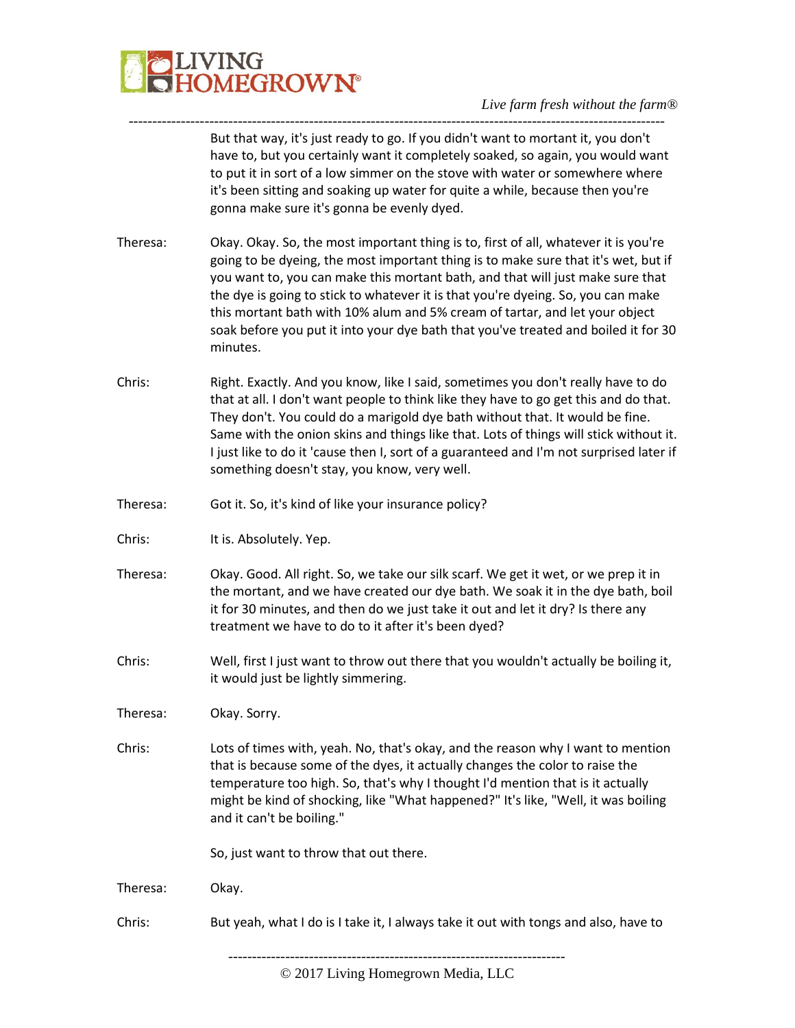But that way, it's just ready to go. If you didn't want to mortant it, you don't have to, but you certainly want it completely soaked, so again, you would want to put it in sort of a low simmer on the stove with water or somewhere where it's been sitting and soaking up water for quite a while, because then you're gonna make sure it's gonna be evenly dyed.

Theresa: Okay. Okay. So, the most important thing is to, first of all, whatever it is you're going to be dyeing, the most important thing is to make sure that it's wet, but if you want to, you can make this mortant bath, and that will just make sure that the dye is going to stick to whatever it is that you're dyeing. So, you can make this mortant bath with 10% alum and 5% cream of tartar, and let your object soak before you put it into your dye bath that you've treated and boiled it for 30 minutes.

Chris: Right. Exactly. And you know, like I said, sometimes you don't really have to do that at all. I don't want people to think like they have to go get this and do that. They don't. You could do a marigold dye bath without that. It would be fine. Same with the onion skins and things like that. Lots of things will stick without it. I just like to do it 'cause then I, sort of a guaranteed and I'm not surprised later if something doesn't stay, you know, very well.

Theresa: Got it. So, it's kind of like your insurance policy?

Chris: It is. Absolutely. Yep.

Theresa: Okay. Good. All right. So, we take our silk scarf. We get it wet, or we prep it in the mortant, and we have created our dye bath. We soak it in the dye bath, boil it for 30 minutes, and then do we just take it out and let it dry? Is there any treatment we have to do to it after it's been dyed?

Chris: Well, first I just want to throw out there that you wouldn't actually be boiling it, it would just be lightly simmering.

Theresa: Okay. Sorry.

Chris: Lots of times with, yeah. No, that's okay, and the reason why I want to mention that is because some of the dyes, it actually changes the color to raise the temperature too high. So, that's why I thought I'd mention that is it actually might be kind of shocking, like "What happened?" It's like, "Well, it was boiling and it can't be boiling."

So, just want to throw that out there.

Theresa: Okay.

Chris: But yeah, what I do is I take it, I always take it out with tongs and also, have to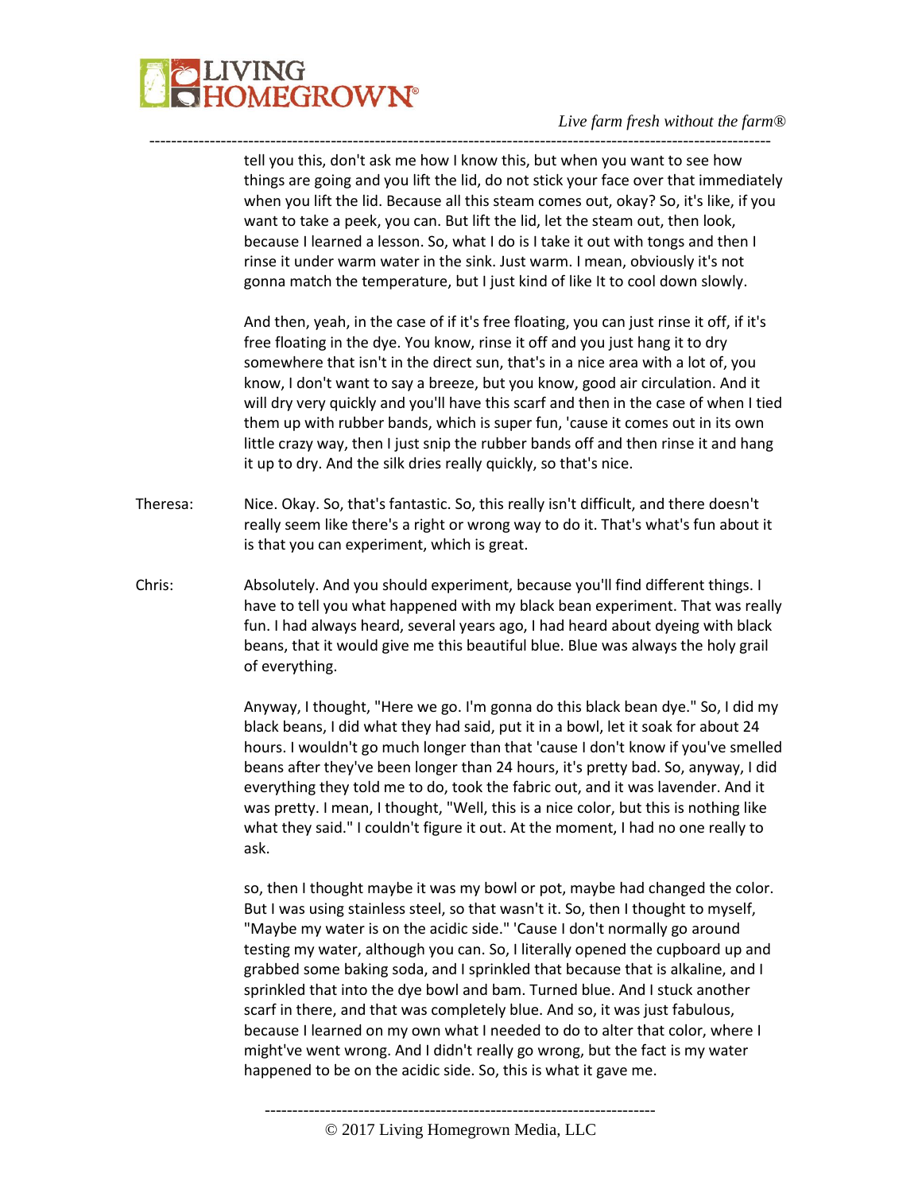tell you this, don't ask me how I know this, but when you want to see how things are going and you lift the lid, do not stick your face over that immediately when you lift the lid. Because all this steam comes out, okay? So, it's like, if you want to take a peek, you can. But lift the lid, let the steam out, then look, because I learned a lesson. So, what I do is I take it out with tongs and then I rinse it under warm water in the sink. Just warm. I mean, obviously it's not gonna match the temperature, but I just kind of like It to cool down slowly.

And then, yeah, in the case of if it's free floating, you can just rinse it off, if it's free floating in the dye. You know, rinse it off and you just hang it to dry somewhere that isn't in the direct sun, that's in a nice area with a lot of, you know, I don't want to say a breeze, but you know, good air circulation. And it will dry very quickly and you'll have this scarf and then in the case of when I tied them up with rubber bands, which is super fun, 'cause it comes out in its own little crazy way, then I just snip the rubber bands off and then rinse it and hang it up to dry. And the silk dries really quickly, so that's nice.

Theresa: Nice. Okay. So, that's fantastic. So, this really isn't difficult, and there doesn't really seem like there's a right or wrong way to do it. That's what's fun about it is that you can experiment, which is great.

Chris: Absolutely. And you should experiment, because you'll find different things. I have to tell you what happened with my black bean experiment. That was really fun. I had always heard, several years ago, I had heard about dyeing with black beans, that it would give me this beautiful blue. Blue was always the holy grail of everything.

Anyway, I thought, "Here we go. I'm gonna do this black bean dye." So, I did my black beans, I did what they had said, put it in a bowl, let it soak for about 24 hours. I wouldn't go much longer than that 'cause I don't know if you've smelled beans after they've been longer than 24 hours, it's pretty bad. So, anyway, I did everything they told me to do, took the fabric out, and it was lavender. And it was pretty. I mean, I thought, "Well, this is a nice color, but this is nothing like what they said." I couldn't figure it out. At the moment, I had no one really to ask.

so, then I thought maybe it was my bowl or pot, maybe had changed the color. But I was using stainless steel, so that wasn't it. So, then I thought to myself, "Maybe my water is on the acidic side." 'Cause I don't normally go around testing my water, although you can. So, I literally opened the cupboard up and grabbed some baking soda, and I sprinkled that because that is alkaline, and I sprinkled that into the dye bowl and bam. Turned blue. And I stuck another scarf in there, and that was completely blue. And so, it was just fabulous, because I learned on my own what I needed to do to alter that color, where I might've went wrong. And I didn't really go wrong, but the fact is my water happened to be on the acidic side. So, this is what it gave me.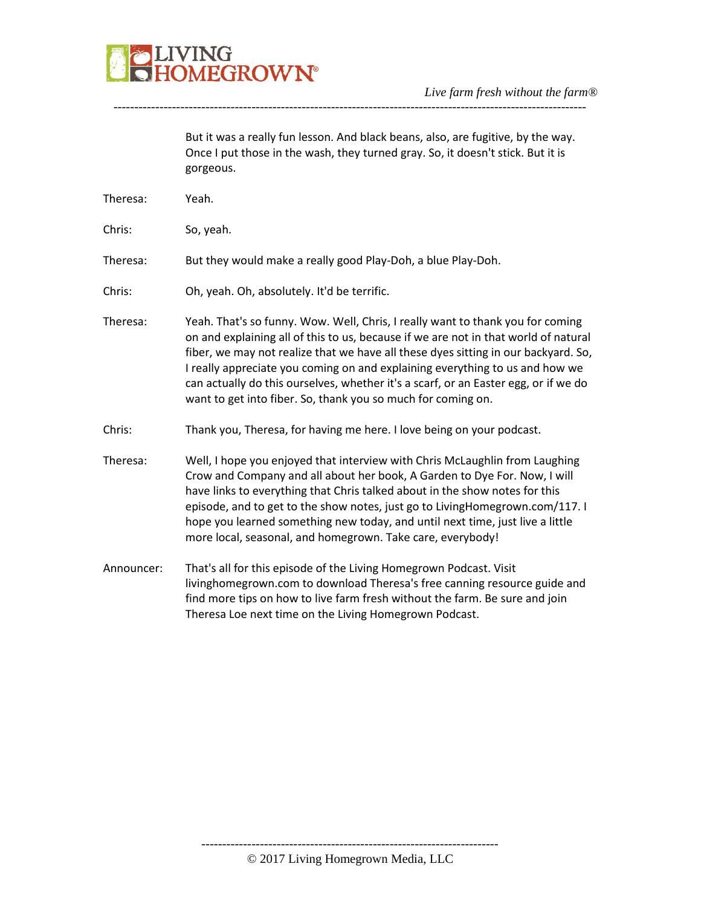But it was a really fun lesson. And black beans, also, are fugitive, by the way. Once I put those in the wash, they turned gray. So, it doesn't stick. But it is gorgeous.

Theresa: Yeah.

Chris: So, yeah.

Theresa: But they would make a really good Play-Doh, a blue Play-Doh.

Chris: Oh, yeah. Oh, absolutely. It'd be terrific.

Theresa: Yeah. That's so funny. Wow. Well, Chris, I really want to thank you for coming on and explaining all of this to us, because if we are not in that world of natural fiber, we may not realize that we have all these dyes sitting in our backyard. So, I really appreciate you coming on and explaining everything to us and how we can actually do this ourselves, whether it's a scarf, or an Easter egg, or if we do want to get into fiber. So, thank you so much for coming on.

Chris: Thank you, Theresa, for having me here. I love being on your podcast.

Theresa: Well, I hope you enjoyed that interview with Chris McLaughlin from Laughing Crow and Company and all about her book, A Garden to Dye For. Now, I will have links to everything that Chris talked about in the show notes for this episode, and to get to the show notes, just go to LivingHomegrown.com/117. I hope you learned something new today, and until next time, just live a little more local, seasonal, and homegrown. Take care, everybody!

Announcer: That's all for this episode of the Living Homegrown Podcast. Visit livinghomegrown.com to download Theresa's free canning resource guide and find more tips on how to live farm fresh without the farm. Be sure and join Theresa Loe next time on the Living Homegrown Podcast.